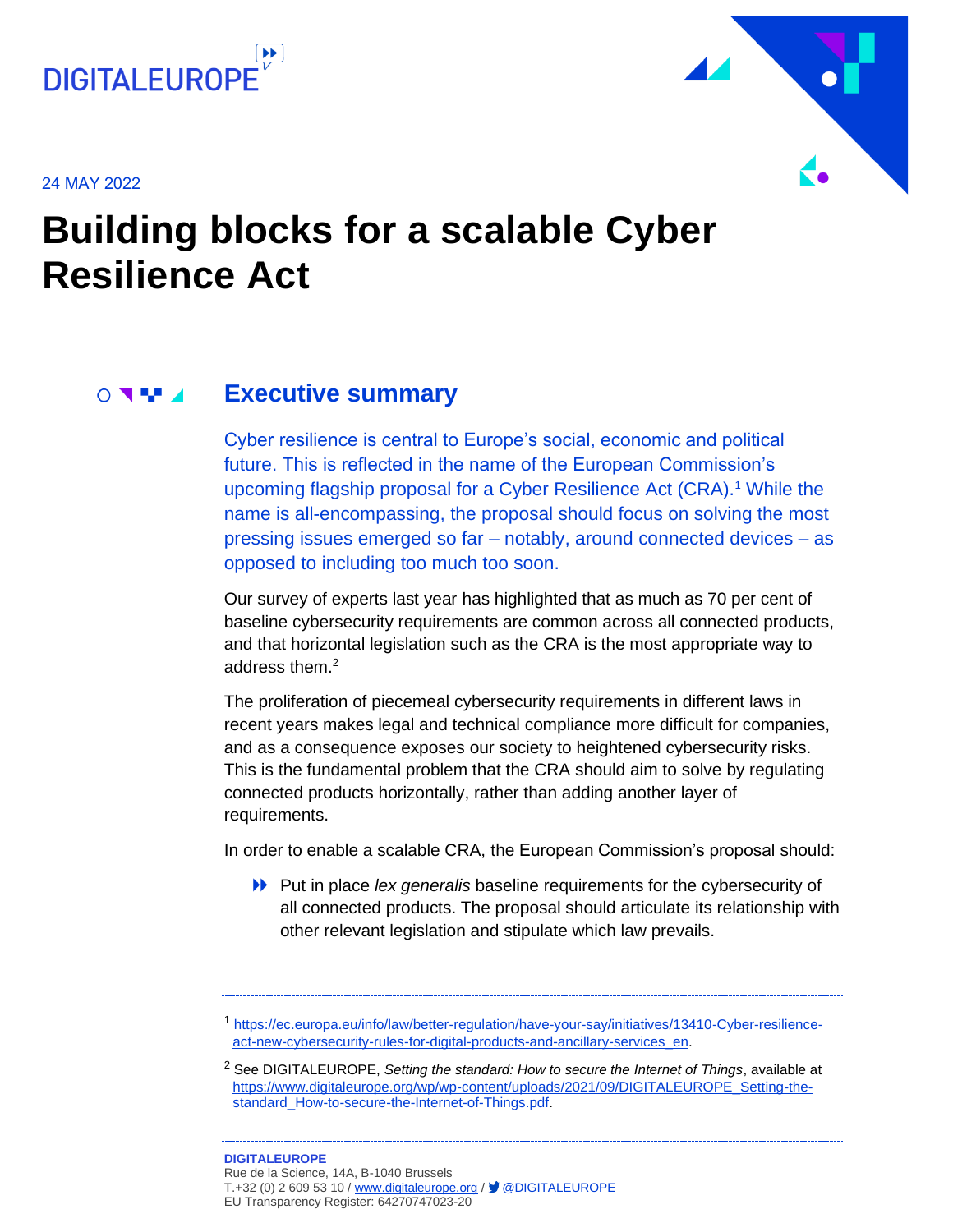DIGITALEUROPE

24 MAY 2022

# Building blocks for a scalable Cyber Resilience Act

## Executive summary

Cyber resilience is central to Europe's social, economic and political future. This is reflected in the name of the European Commission's upcoming flagship proposal for a Cyber Resilience Act (CRA).[1] While the name is all-encompassing, the proposal should focus on solving the most pressing issues emerged so far – notably, around connected devices – as opposed to including too much too soon.

Our survey of experts last year has highlighted that as much as 70 per cent of baseline cybersecurity requirements are common across all connected products, and that horizontal legislation such as the CRA is the most appropriate way to address them.[2]

The proliferation of piecemeal cybersecurity requirements in different laws in recent years makes legal and technical compliance more difficult for companies, and as a consequence exposes our society to heightened cybersecurity risks. This is the fundamental problem that the CRA should aim to solve by regulating connected products horizontally, rather than adding another layer of requirements.

In order to enable a scalable CRA, the European Commission's proposal should:

- Put in place *lex generalis* baseline requirements for the cybersecurity of all connected products. The proposal should articulate its relationship with other relevant legislation and stipulate which law prevails.

---

[1] https://ec.europa.eu/info/law/better-regulation/have-your-say/initiatives/13410-Cyber-resilience-act-new-cybersecurity-rules-for-digital-products-and-ancillary-services_en.

[2] See DIGITALEUROPE, *Setting the standard: How to secure the Internet of Things*, available at https://www.digitaleurope.org/wp/wp-content/uploads/2021/09/DIGITALEUROPE_Setting-the-standard_How-to-secure-the-Internet-of-Things.pdf.

**DIGITALEUROPE**
Rue de la Science, 14A, B-1040 Brussels
T.+32 (0) 2 609 53 10 / www.digitaleurope.org / @DIGITALEUROPE
EU Transparency Register: 64270747023-20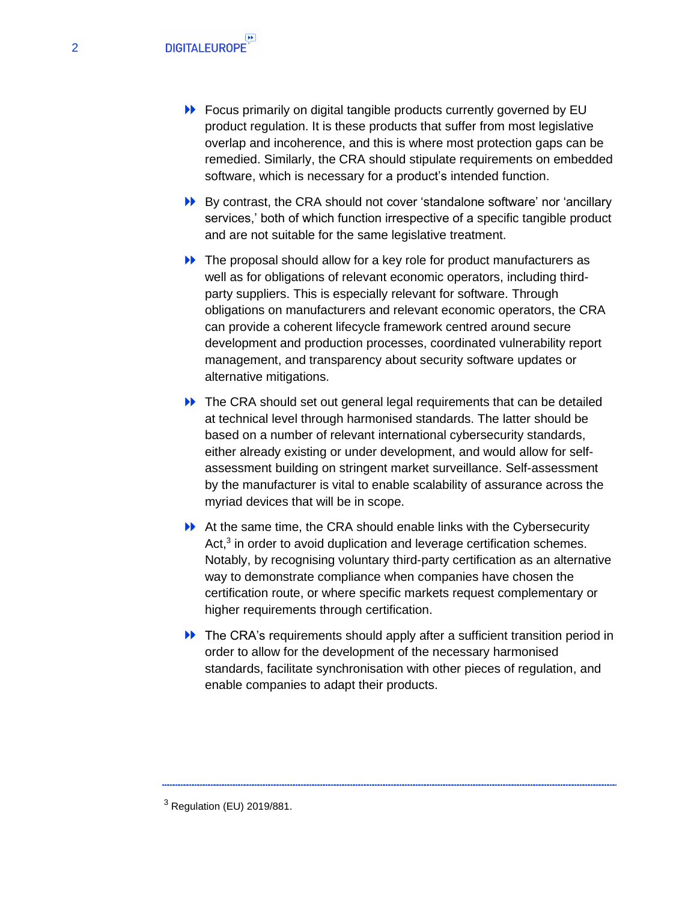- Focus primarily on digital tangible products currently governed by EU product regulation. It is these products that suffer from most legislative overlap and incoherence, and this is where most protection gaps can be remedied. Similarly, the CRA should stipulate requirements on embedded software, which is necessary for a product's intended function.
- By contrast, the CRA should not cover 'standalone software' nor 'ancillary services,' both of which function irrespective of a specific tangible product and are not suitable for the same legislative treatment.
- The proposal should allow for a key role for product manufacturers as well as for obligations of relevant economic operators, including third-party suppliers. This is especially relevant for software. Through obligations on manufacturers and relevant economic operators, the CRA can provide a coherent lifecycle framework centred around secure development and production processes, coordinated vulnerability report management, and transparency about security software updates or alternative mitigations.
- The CRA should set out general legal requirements that can be detailed at technical level through harmonised standards. The latter should be based on a number of relevant international cybersecurity standards, either already existing or under development, and would allow for self-assessment building on stringent market surveillance. Self-assessment by the manufacturer is vital to enable scalability of assurance across the myriad devices that will be in scope.
- At the same time, the CRA should enable links with the Cybersecurity Act,[3] in order to avoid duplication and leverage certification schemes. Notably, by recognising voluntary third-party certification as an alternative way to demonstrate compliance when companies have chosen the certification route, or where specific markets request complementary or higher requirements through certification.
- The CRA's requirements should apply after a sufficient transition period in order to allow for the development of the necessary harmonised standards, facilitate synchronisation with other pieces of regulation, and enable companies to adapt their products.

---

[3] Regulation (EU) 2019/881.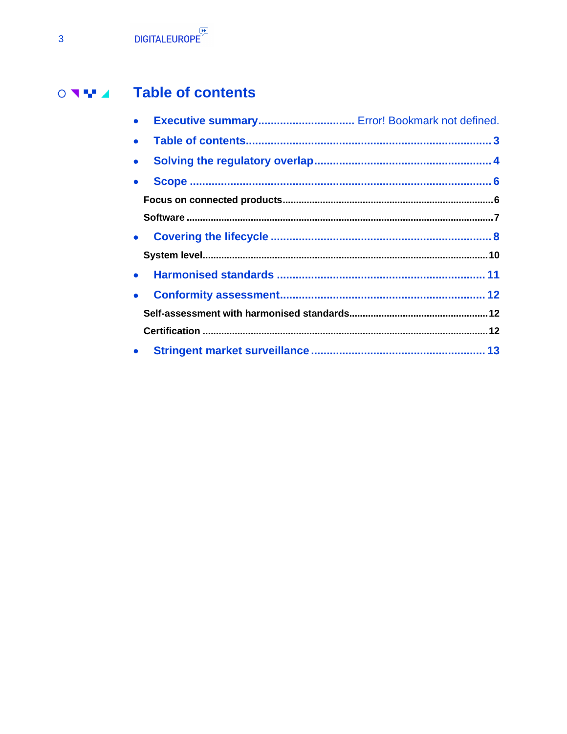# Table of contents

- **Executive summary** ............................. Error! Bookmark not defined.
- **Table of contents** ............................. 3
- **Solving the regulatory overlap** ............................. 4
- **Scope** ............................. 6

**Focus on connected products** ............................. 6

**Software** ............................. 7

- **Covering the lifecycle** ............................. 8

**System level** ............................. 10

- **Harmonised standards** ............................. 11
- **Conformity assessment** ............................. 12

**Self-assessment with harmonised standards** ............................. 12

**Certification** ............................. 12

- **Stringent market surveillance** ............................. 13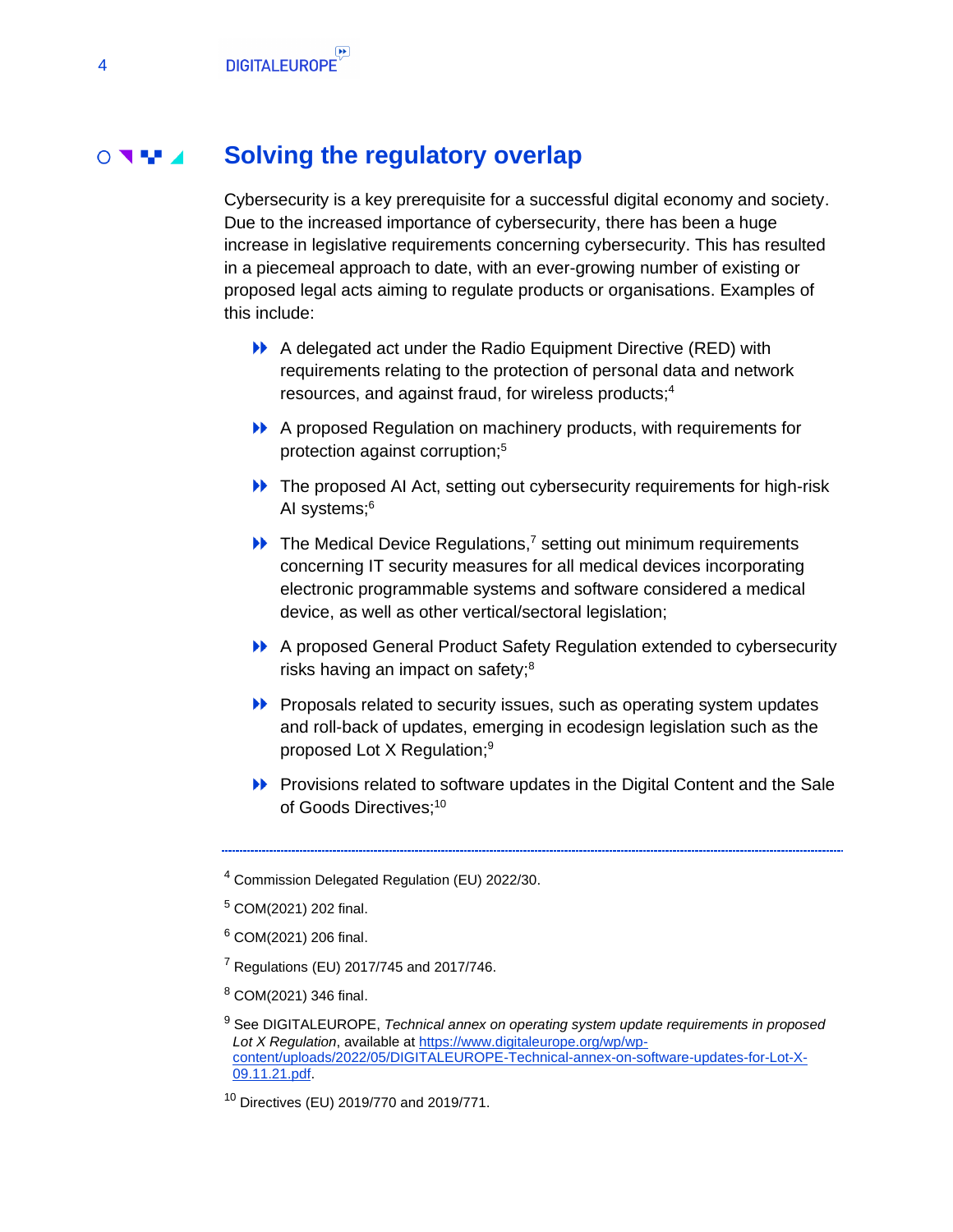## Solving the regulatory overlap

Cybersecurity is a key prerequisite for a successful digital economy and society. Due to the increased importance of cybersecurity, there has been a huge increase in legislative requirements concerning cybersecurity. This has resulted in a piecemeal approach to date, with an ever-growing number of existing or proposed legal acts aiming to regulate products or organisations. Examples of this include:

- A delegated act under the Radio Equipment Directive (RED) with requirements relating to the protection of personal data and network resources, and against fraud, for wireless products;[4]
- A proposed Regulation on machinery products, with requirements for protection against corruption;[5]
- The proposed AI Act, setting out cybersecurity requirements for high-risk AI systems;[6]
- The Medical Device Regulations,[7] setting out minimum requirements concerning IT security measures for all medical devices incorporating electronic programmable systems and software considered a medical device, as well as other vertical/sectoral legislation;
- A proposed General Product Safety Regulation extended to cybersecurity risks having an impact on safety;[8]
- Proposals related to security issues, such as operating system updates and roll-back of updates, emerging in ecodesign legislation such as the proposed Lot X Regulation;[9]
- Provisions related to software updates in the Digital Content and the Sale of Goods Directives;[10]

---

[4] Commission Delegated Regulation (EU) 2022/30.

[5] COM(2021) 202 final.

[6] COM(2021) 206 final.

[7] Regulations (EU) 2017/745 and 2017/746.

[8] COM(2021) 346 final.

[9] See DIGITALEUROPE, *Technical annex on operating system update requirements in proposed Lot X Regulation*, available at https://www.digitaleurope.org/wp/wp-content/uploads/2022/05/DIGITALEUROPE-Technical-annex-on-software-updates-for-Lot-X-09.11.21.pdf.

[10] Directives (EU) 2019/770 and 2019/771.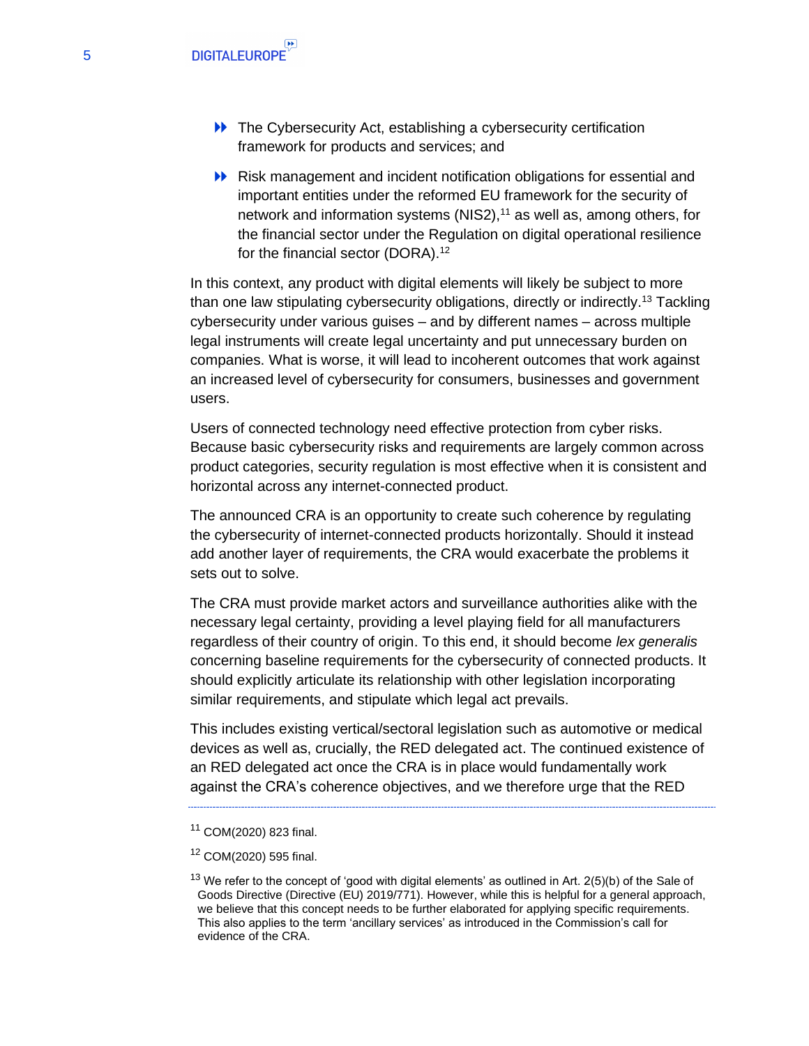- The Cybersecurity Act, establishing a cybersecurity certification framework for products and services; and
- Risk management and incident notification obligations for essential and important entities under the reformed EU framework for the security of network and information systems (NIS2),[11] as well as, among others, for the financial sector under the Regulation on digital operational resilience for the financial sector (DORA).[12]

In this context, any product with digital elements will likely be subject to more than one law stipulating cybersecurity obligations, directly or indirectly.[13] Tackling cybersecurity under various guises – and by different names – across multiple legal instruments will create legal uncertainty and put unnecessary burden on companies. What is worse, it will lead to incoherent outcomes that work against an increased level of cybersecurity for consumers, businesses and government users.

Users of connected technology need effective protection from cyber risks. Because basic cybersecurity risks and requirements are largely common across product categories, security regulation is most effective when it is consistent and horizontal across any internet-connected product.

The announced CRA is an opportunity to create such coherence by regulating the cybersecurity of internet-connected products horizontally. Should it instead add another layer of requirements, the CRA would exacerbate the problems it sets out to solve.

The CRA must provide market actors and surveillance authorities alike with the necessary legal certainty, providing a level playing field for all manufacturers regardless of their country of origin. To this end, it should become *lex generalis* concerning baseline requirements for the cybersecurity of connected products. It should explicitly articulate its relationship with other legislation incorporating similar requirements, and stipulate which legal act prevails.

This includes existing vertical/sectoral legislation such as automotive or medical devices as well as, crucially, the RED delegated act. The continued existence of an RED delegated act once the CRA is in place would fundamentally work against the CRA's coherence objectives, and we therefore urge that the RED

---

[11] COM(2020) 823 final.

[12] COM(2020) 595 final.

[13] We refer to the concept of 'good with digital elements' as outlined in Art. 2(5)(b) of the Sale of Goods Directive (Directive (EU) 2019/771). However, while this is helpful for a general approach, we believe that this concept needs to be further elaborated for applying specific requirements. This also applies to the term 'ancillary services' as introduced in the Commission's call for evidence of the CRA.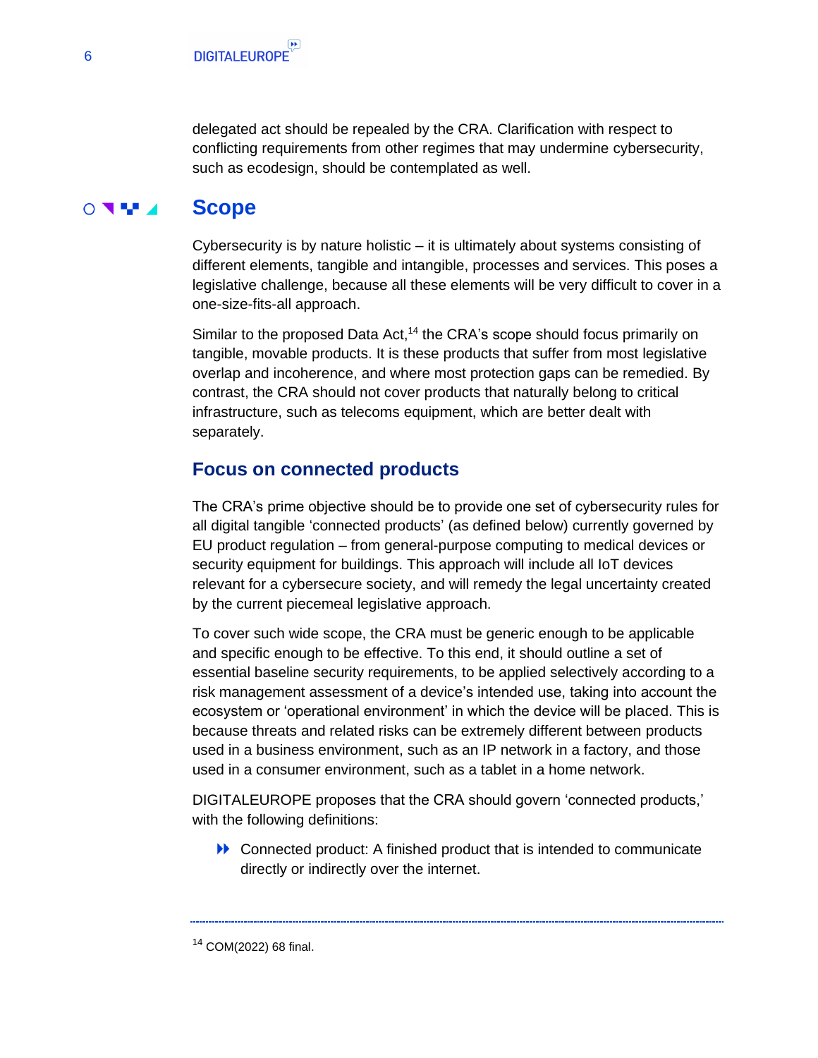delegated act should be repealed by the CRA. Clarification with respect to conflicting requirements from other regimes that may undermine cybersecurity, such as ecodesign, should be contemplated as well.

# Scope

Cybersecurity is by nature holistic – it is ultimately about systems consisting of different elements, tangible and intangible, processes and services. This poses a legislative challenge, because all these elements will be very difficult to cover in a one-size-fits-all approach.

Similar to the proposed Data Act,[14] the CRA's scope should focus primarily on tangible, movable products. It is these products that suffer from most legislative overlap and incoherence, and where most protection gaps can be remedied. By contrast, the CRA should not cover products that naturally belong to critical infrastructure, such as telecoms equipment, which are better dealt with separately.

## Focus on connected products

The CRA's prime objective should be to provide one set of cybersecurity rules for all digital tangible 'connected products' (as defined below) currently governed by EU product regulation – from general-purpose computing to medical devices or security equipment for buildings. This approach will include all IoT devices relevant for a cybersecure society, and will remedy the legal uncertainty created by the current piecemeal legislative approach.

To cover such wide scope, the CRA must be generic enough to be applicable and specific enough to be effective. To this end, it should outline a set of essential baseline security requirements, to be applied selectively according to a risk management assessment of a device's intended use, taking into account the ecosystem or 'operational environment' in which the device will be placed. This is because threats and related risks can be extremely different between products used in a business environment, such as an IP network in a factory, and those used in a consumer environment, such as a tablet in a home network.

DIGITALEUROPE proposes that the CRA should govern 'connected products,' with the following definitions:

- Connected product: A finished product that is intended to communicate directly or indirectly over the internet.

---

[14] COM(2022) 68 final.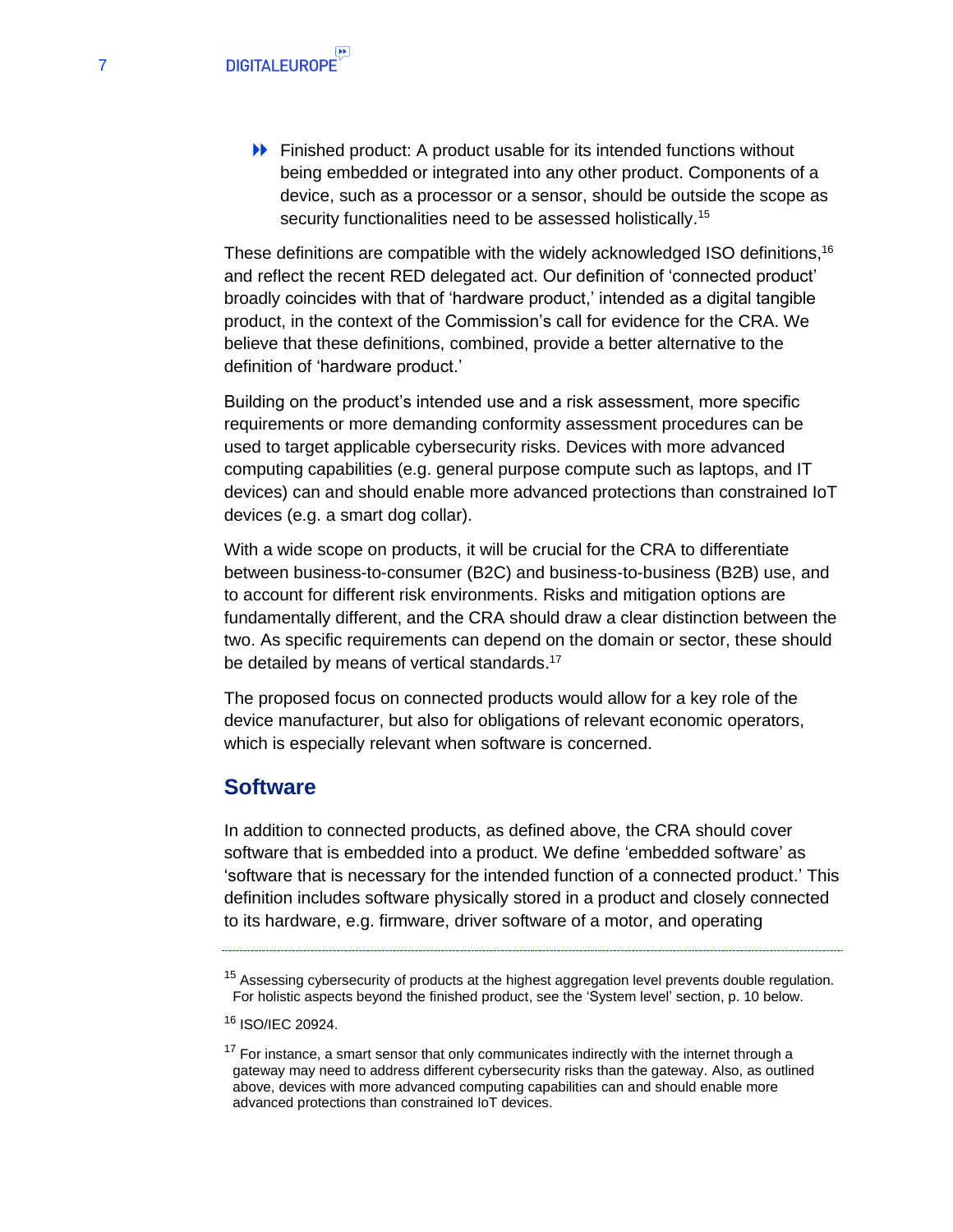- Finished product: A product usable for its intended functions without being embedded or integrated into any other product. Components of a device, such as a processor or a sensor, should be outside the scope as security functionalities need to be assessed holistically.[15]

These definitions are compatible with the widely acknowledged ISO definitions,[16] and reflect the recent RED delegated act. Our definition of 'connected product' broadly coincides with that of 'hardware product,' intended as a digital tangible product, in the context of the Commission's call for evidence for the CRA. We believe that these definitions, combined, provide a better alternative to the definition of 'hardware product.'

Building on the product's intended use and a risk assessment, more specific requirements or more demanding conformity assessment procedures can be used to target applicable cybersecurity risks. Devices with more advanced computing capabilities (e.g. general purpose compute such as laptops, and IT devices) can and should enable more advanced protections than constrained IoT devices (e.g. a smart dog collar).

With a wide scope on products, it will be crucial for the CRA to differentiate between business-to-consumer (B2C) and business-to-business (B2B) use, and to account for different risk environments. Risks and mitigation options are fundamentally different, and the CRA should draw a clear distinction between the two. As specific requirements can depend on the domain or sector, these should be detailed by means of vertical standards.[17]

The proposed focus on connected products would allow for a key role of the device manufacturer, but also for obligations of relevant economic operators, which is especially relevant when software is concerned.

## Software

In addition to connected products, as defined above, the CRA should cover software that is embedded into a product. We define 'embedded software' as 'software that is necessary for the intended function of a connected product.' This definition includes software physically stored in a product and closely connected to its hardware, e.g. firmware, driver software of a motor, and operating

---

[15] Assessing cybersecurity of products at the highest aggregation level prevents double regulation. For holistic aspects beyond the finished product, see the 'System level' section, p. 10 below.

[16] ISO/IEC 20924.

[17] For instance, a smart sensor that only communicates indirectly with the internet through a gateway may need to address different cybersecurity risks than the gateway. Also, as outlined above, devices with more advanced computing capabilities can and should enable more advanced protections than constrained IoT devices.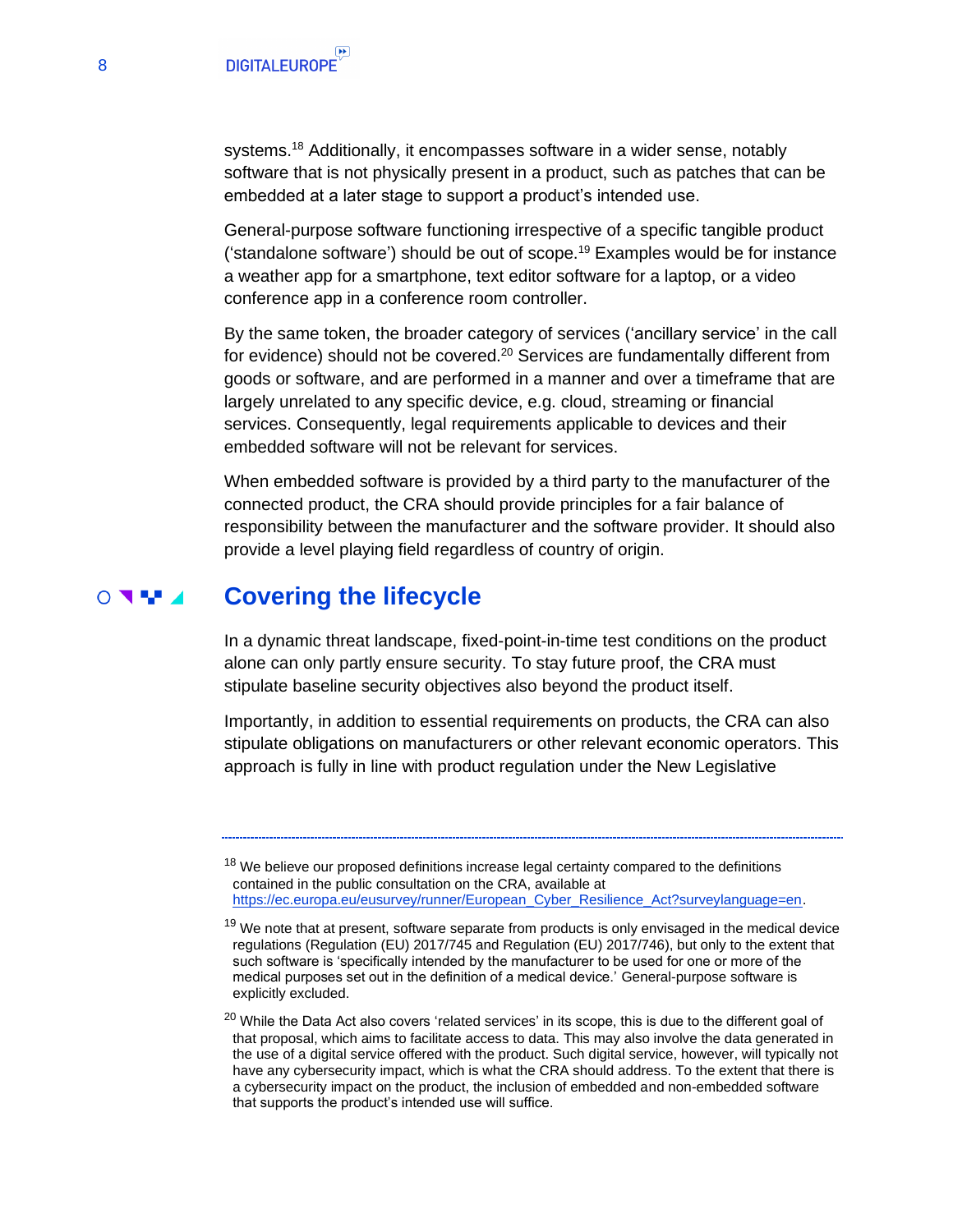systems.[18] Additionally, it encompasses software in a wider sense, notably software that is not physically present in a product, such as patches that can be embedded at a later stage to support a product's intended use.

General-purpose software functioning irrespective of a specific tangible product ('standalone software') should be out of scope.[19] Examples would be for instance a weather app for a smartphone, text editor software for a laptop, or a video conference app in a conference room controller.

By the same token, the broader category of services ('ancillary service' in the call for evidence) should not be covered.[20] Services are fundamentally different from goods or software, and are performed in a manner and over a timeframe that are largely unrelated to any specific device, e.g. cloud, streaming or financial services. Consequently, legal requirements applicable to devices and their embedded software will not be relevant for services.

When embedded software is provided by a third party to the manufacturer of the connected product, the CRA should provide principles for a fair balance of responsibility between the manufacturer and the software provider. It should also provide a level playing field regardless of country of origin.

## Covering the lifecycle

In a dynamic threat landscape, fixed-point-in-time test conditions on the product alone can only partly ensure security. To stay future proof, the CRA must stipulate baseline security objectives also beyond the product itself.

Importantly, in addition to essential requirements on products, the CRA can also stipulate obligations on manufacturers or other relevant economic operators. This approach is fully in line with product regulation under the New Legislative

---

[18] We believe our proposed definitions increase legal certainty compared to the definitions contained in the public consultation on the CRA, available at https://ec.europa.eu/eusurvey/runner/European_Cyber_Resilience_Act?surveylanguage=en.

[19] We note that at present, software separate from products is only envisaged in the medical device regulations (Regulation (EU) 2017/745 and Regulation (EU) 2017/746), but only to the extent that such software is 'specifically intended by the manufacturer to be used for one or more of the medical purposes set out in the definition of a medical device.' General-purpose software is explicitly excluded.

[20] While the Data Act also covers 'related services' in its scope, this is due to the different goal of that proposal, which aims to facilitate access to data. This may also involve the data generated in the use of a digital service offered with the product. Such digital service, however, will typically not have any cybersecurity impact, which is what the CRA should address. To the extent that there is a cybersecurity impact on the product, the inclusion of embedded and non-embedded software that supports the product's intended use will suffice.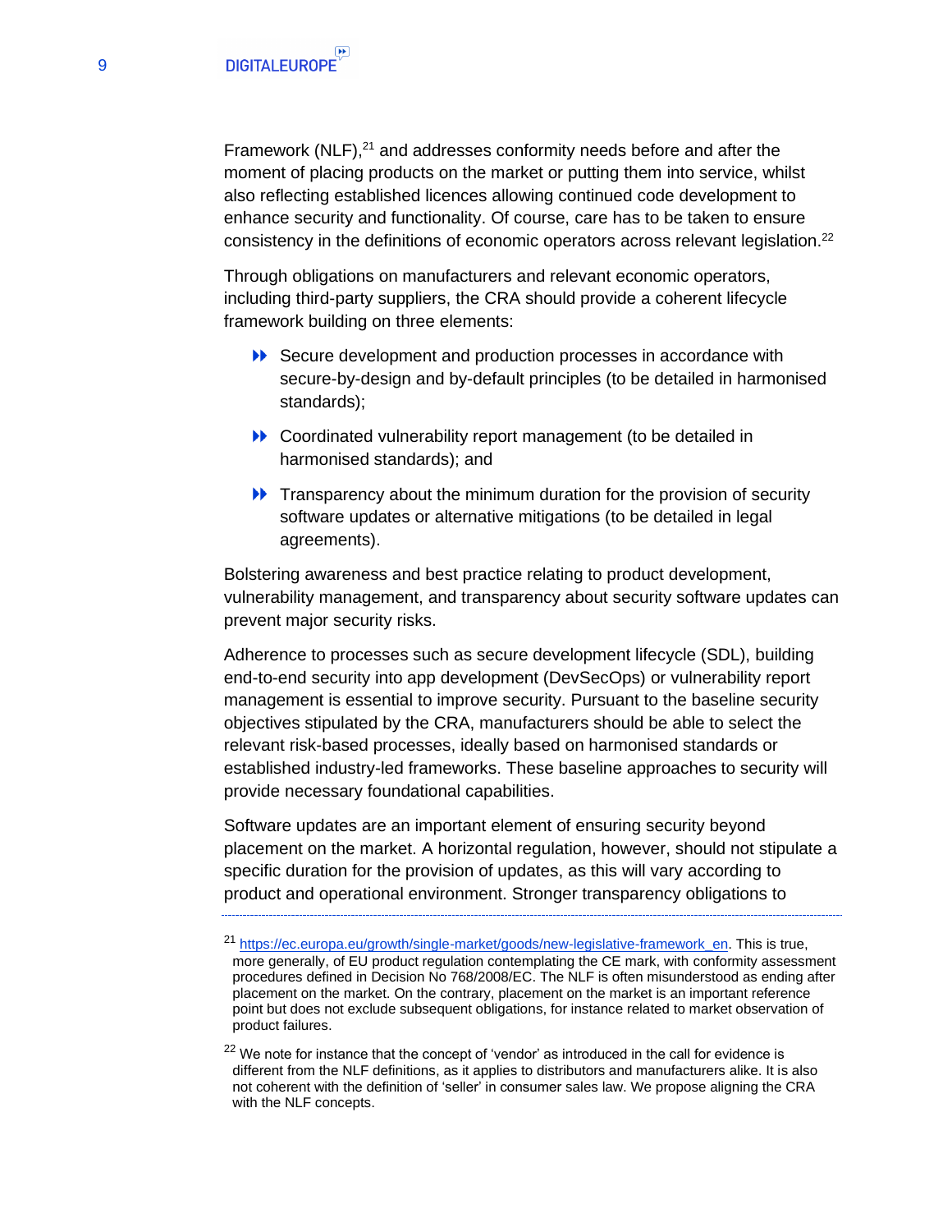Framework (NLF),[21] and addresses conformity needs before and after the moment of placing products on the market or putting them into service, whilst also reflecting established licences allowing continued code development to enhance security and functionality. Of course, care has to be taken to ensure consistency in the definitions of economic operators across relevant legislation.[22]

Through obligations on manufacturers and relevant economic operators, including third-party suppliers, the CRA should provide a coherent lifecycle framework building on three elements:

- Secure development and production processes in accordance with secure-by-design and by-default principles (to be detailed in harmonised standards);
- Coordinated vulnerability report management (to be detailed in harmonised standards); and
- Transparency about the minimum duration for the provision of security software updates or alternative mitigations (to be detailed in legal agreements).

Bolstering awareness and best practice relating to product development, vulnerability management, and transparency about security software updates can prevent major security risks.

Adherence to processes such as secure development lifecycle (SDL), building end-to-end security into app development (DevSecOps) or vulnerability report management is essential to improve security. Pursuant to the baseline security objectives stipulated by the CRA, manufacturers should be able to select the relevant risk-based processes, ideally based on harmonised standards or established industry-led frameworks. These baseline approaches to security will provide necessary foundational capabilities.

Software updates are an important element of ensuring security beyond placement on the market. A horizontal regulation, however, should not stipulate a specific duration for the provision of updates, as this will vary according to product and operational environment. Stronger transparency obligations to

---

[21] https://ec.europa.eu/growth/single-market/goods/new-legislative-framework_en. This is true, more generally, of EU product regulation contemplating the CE mark, with conformity assessment procedures defined in Decision No 768/2008/EC. The NLF is often misunderstood as ending after placement on the market. On the contrary, placement on the market is an important reference point but does not exclude subsequent obligations, for instance related to market observation of product failures.

[22] We note for instance that the concept of 'vendor' as introduced in the call for evidence is different from the NLF definitions, as it applies to distributors and manufacturers alike. It is also not coherent with the definition of 'seller' in consumer sales law. We propose aligning the CRA with the NLF concepts.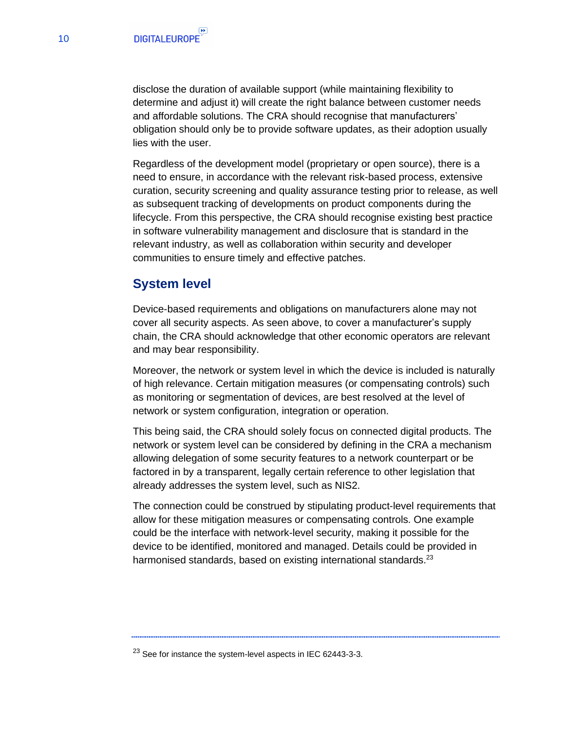disclose the duration of available support (while maintaining flexibility to determine and adjust it) will create the right balance between customer needs and affordable solutions. The CRA should recognise that manufacturers' obligation should only be to provide software updates, as their adoption usually lies with the user.

Regardless of the development model (proprietary or open source), there is a need to ensure, in accordance with the relevant risk-based process, extensive curation, security screening and quality assurance testing prior to release, as well as subsequent tracking of developments on product components during the lifecycle. From this perspective, the CRA should recognise existing best practice in software vulnerability management and disclosure that is standard in the relevant industry, as well as collaboration within security and developer communities to ensure timely and effective patches.

## System level

Device-based requirements and obligations on manufacturers alone may not cover all security aspects. As seen above, to cover a manufacturer's supply chain, the CRA should acknowledge that other economic operators are relevant and may bear responsibility.

Moreover, the network or system level in which the device is included is naturally of high relevance. Certain mitigation measures (or compensating controls) such as monitoring or segmentation of devices, are best resolved at the level of network or system configuration, integration or operation.

This being said, the CRA should solely focus on connected digital products. The network or system level can be considered by defining in the CRA a mechanism allowing delegation of some security features to a network counterpart or be factored in by a transparent, legally certain reference to other legislation that already addresses the system level, such as NIS2.

The connection could be construed by stipulating product-level requirements that allow for these mitigation measures or compensating controls. One example could be the interface with network-level security, making it possible for the device to be identified, monitored and managed. Details could be provided in harmonised standards, based on existing international standards.[23]

---

[23] See for instance the system-level aspects in IEC 62443-3-3.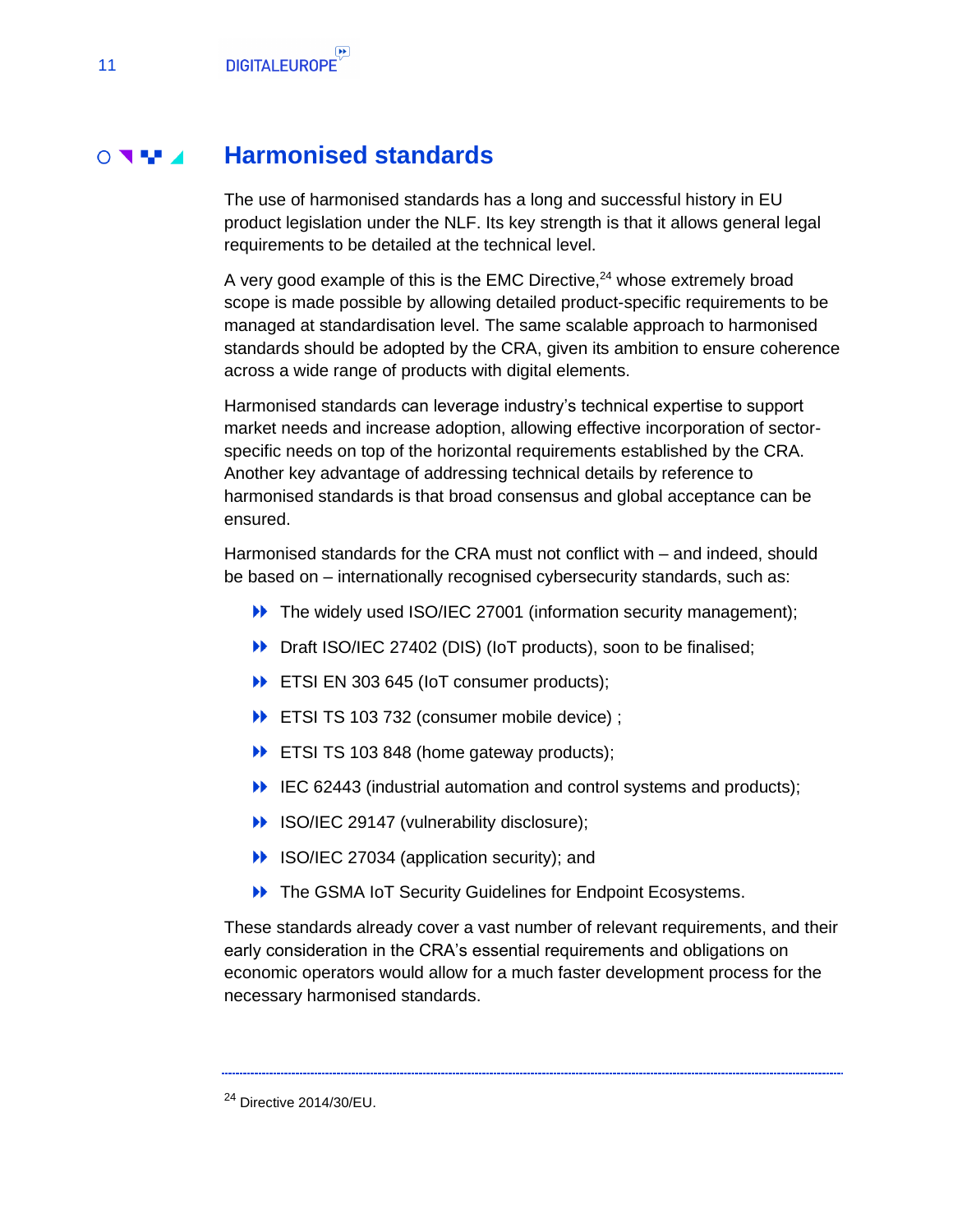## Harmonised standards

The use of harmonised standards has a long and successful history in EU product legislation under the NLF. Its key strength is that it allows general legal requirements to be detailed at the technical level.

A very good example of this is the EMC Directive,[24] whose extremely broad scope is made possible by allowing detailed product-specific requirements to be managed at standardisation level. The same scalable approach to harmonised standards should be adopted by the CRA, given its ambition to ensure coherence across a wide range of products with digital elements.

Harmonised standards can leverage industry's technical expertise to support market needs and increase adoption, allowing effective incorporation of sector-specific needs on top of the horizontal requirements established by the CRA. Another key advantage of addressing technical details by reference to harmonised standards is that broad consensus and global acceptance can be ensured.

Harmonised standards for the CRA must not conflict with – and indeed, should be based on – internationally recognised cybersecurity standards, such as:

- The widely used ISO/IEC 27001 (information security management);
- Draft ISO/IEC 27402 (DIS) (IoT products), soon to be finalised;
- ETSI EN 303 645 (IoT consumer products);
- ETSI TS 103 732 (consumer mobile device) ;
- ETSI TS 103 848 (home gateway products);
- IEC 62443 (industrial automation and control systems and products);
- ISO/IEC 29147 (vulnerability disclosure);
- ISO/IEC 27034 (application security); and
- The GSMA IoT Security Guidelines for Endpoint Ecosystems.

These standards already cover a vast number of relevant requirements, and their early consideration in the CRA's essential requirements and obligations on economic operators would allow for a much faster development process for the necessary harmonised standards.

---

[24] Directive 2014/30/EU.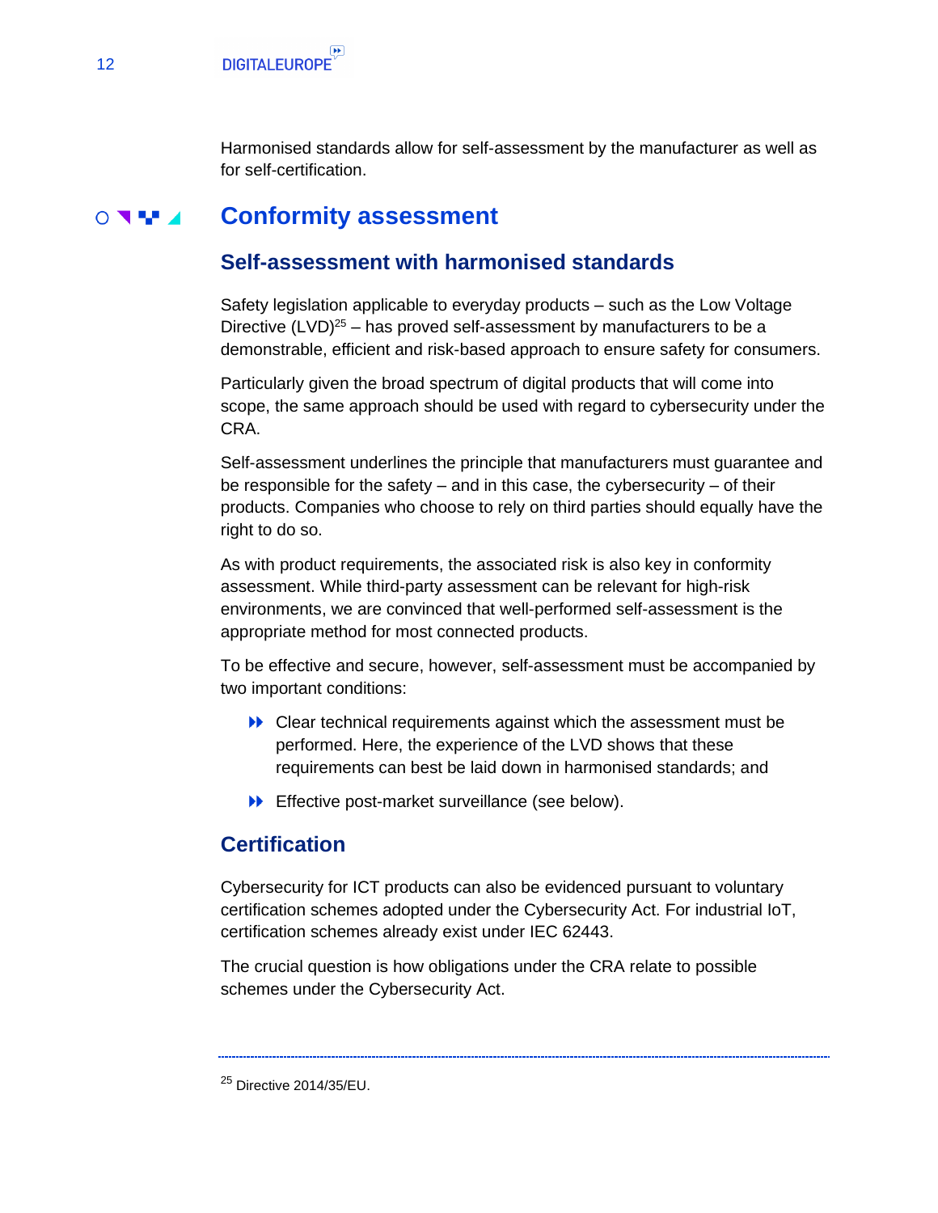Harmonised standards allow for self-assessment by the manufacturer as well as for self-certification.

# Conformity assessment

## Self-assessment with harmonised standards

Safety legislation applicable to everyday products – such as the Low Voltage Directive (LVD)[25] – has proved self-assessment by manufacturers to be a demonstrable, efficient and risk-based approach to ensure safety for consumers.

Particularly given the broad spectrum of digital products that will come into scope, the same approach should be used with regard to cybersecurity under the CRA.

Self-assessment underlines the principle that manufacturers must guarantee and be responsible for the safety – and in this case, the cybersecurity – of their products. Companies who choose to rely on third parties should equally have the right to do so.

As with product requirements, the associated risk is also key in conformity assessment. While third-party assessment can be relevant for high-risk environments, we are convinced that well-performed self-assessment is the appropriate method for most connected products.

To be effective and secure, however, self-assessment must be accompanied by two important conditions:

- Clear technical requirements against which the assessment must be performed. Here, the experience of the LVD shows that these requirements can best be laid down in harmonised standards; and
- Effective post-market surveillance (see below).

## Certification

Cybersecurity for ICT products can also be evidenced pursuant to voluntary certification schemes adopted under the Cybersecurity Act. For industrial IoT, certification schemes already exist under IEC 62443.

The crucial question is how obligations under the CRA relate to possible schemes under the Cybersecurity Act.

---

[25] Directive 2014/35/EU.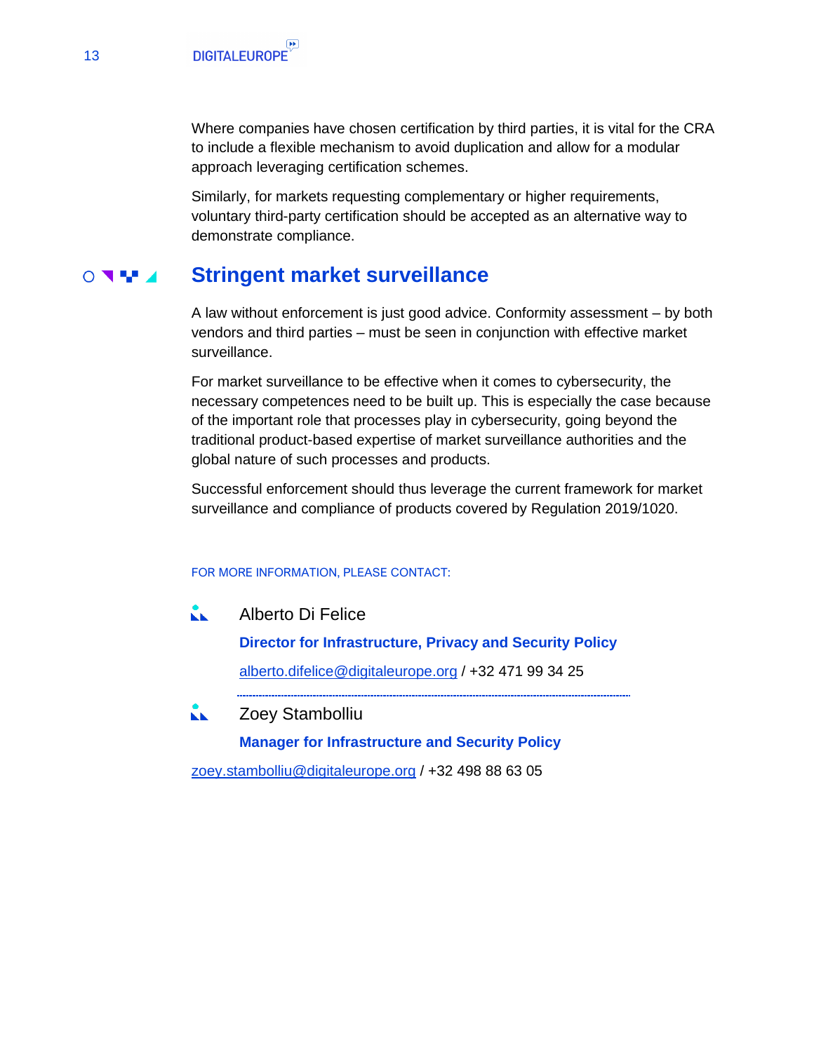Where companies have chosen certification by third parties, it is vital for the CRA to include a flexible mechanism to avoid duplication and allow for a modular approach leveraging certification schemes.

Similarly, for markets requesting complementary or higher requirements, voluntary third-party certification should be accepted as an alternative way to demonstrate compliance.

## Stringent market surveillance

A law without enforcement is just good advice. Conformity assessment – by both vendors and third parties – must be seen in conjunction with effective market surveillance.

For market surveillance to be effective when it comes to cybersecurity, the necessary competences need to be built up. This is especially the case because of the important role that processes play in cybersecurity, going beyond the traditional product-based expertise of market surveillance authorities and the global nature of such processes and products.

Successful enforcement should thus leverage the current framework for market surveillance and compliance of products covered by Regulation 2019/1020.

FOR MORE INFORMATION, PLEASE CONTACT:

Alberto Di Felice

**Director for Infrastructure, Privacy and Security Policy**

alberto.difelice@digitaleurope.org / +32 471 99 34 25

---

Zoey Stambolliu

**Manager for Infrastructure and Security Policy**

zoey.stambolliu@digitaleurope.org / +32 498 88 63 05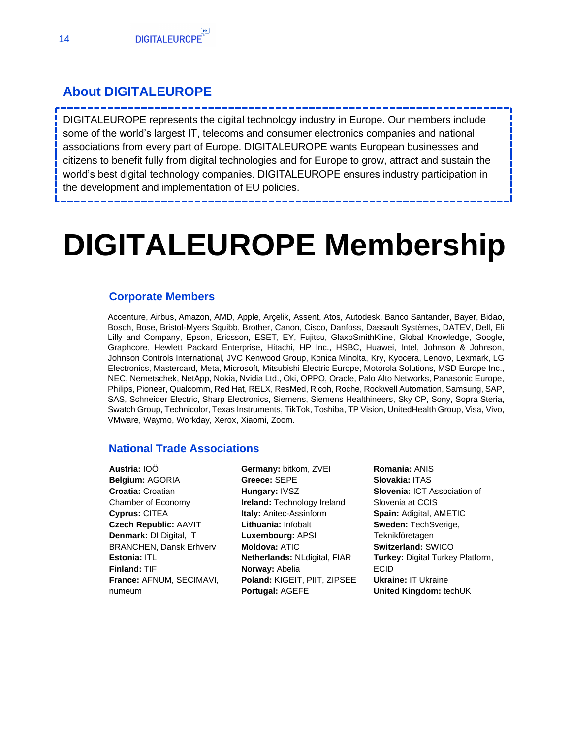## About DIGITALEUROPE

DIGITALEUROPE represents the digital technology industry in Europe. Our members include some of the world's largest IT, telecoms and consumer electronics companies and national associations from every part of Europe. DIGITALEUROPE wants European businesses and citizens to benefit fully from digital technologies and for Europe to grow, attract and sustain the world's best digital technology companies. DIGITALEUROPE ensures industry participation in the development and implementation of EU policies.

# DIGITALEUROPE Membership

### Corporate Members

Accenture, Airbus, Amazon, AMD, Apple, Arçelik, Assent, Atos, Autodesk, Banco Santander, Bayer, Bidao, Bosch, Bose, Bristol-Myers Squibb, Brother, Canon, Cisco, Danfoss, Dassault Systèmes, DATEV, Dell, Eli Lilly and Company, Epson, Ericsson, ESET, EY, Fujitsu, GlaxoSmithKline, Global Knowledge, Google, Graphcore, Hewlett Packard Enterprise, Hitachi, HP Inc., HSBC, Huawei, Intel, Johnson & Johnson, Johnson Controls International, JVC Kenwood Group, Konica Minolta, Kry, Kyocera, Lenovo, Lexmark, LG Electronics, Mastercard, Meta, Microsoft, Mitsubishi Electric Europe, Motorola Solutions, MSD Europe Inc., NEC, Nemetschek, NetApp, Nokia, Nvidia Ltd., Oki, OPPO, Oracle, Palo Alto Networks, Panasonic Europe, Philips, Pioneer, Qualcomm, Red Hat, RELX, ResMed, Ricoh, Roche, Rockwell Automation, Samsung, SAP, SAS, Schneider Electric, Sharp Electronics, Siemens, Siemens Healthineers, Sky CP, Sony, Sopra Steria, Swatch Group, Technicolor, Texas Instruments, TikTok, Toshiba, TP Vision, UnitedHealth Group, Visa, Vivo, VMware, Waymo, Workday, Xerox, Xiaomi, Zoom.

### National Trade Associations

**Austria:** IOÖ
**Belgium:** AGORIA
**Croatia:** Croatian Chamber of Economy
**Cyprus:** CITEA
**Czech Republic:** AAVIT
**Denmark:** DI Digital, IT BRANCHEN, Dansk Erhverv
**Estonia:** ITL
**Finland:** TIF
**France:** AFNUM, SECIMAVI, numeum
**Germany:** bitkom, ZVEI
**Greece:** SEPE
**Hungary:** IVSZ
**Ireland:** Technology Ireland
**Italy:** Anitec-Assinform
**Lithuania:** Infobalt
**Luxembourg:** APSI
**Moldova:** ATIC
**Netherlands:** NLdigital, FIAR
**Norway:** Abelia
**Poland:** KIGEIT, PIIT, ZIPSEE
**Portugal:** AGEFE
**Romania:** ANIS
**Slovakia:** ITAS
**Slovenia:** ICT Association of Slovenia at CCIS
**Spain:** Adigital, AMETIC
**Sweden:** TechSverige, Teknikföretagen
**Switzerland:** SWICO
**Turkey:** Digital Turkey Platform, ECID
**Ukraine:** IT Ukraine
**United Kingdom:** techUK